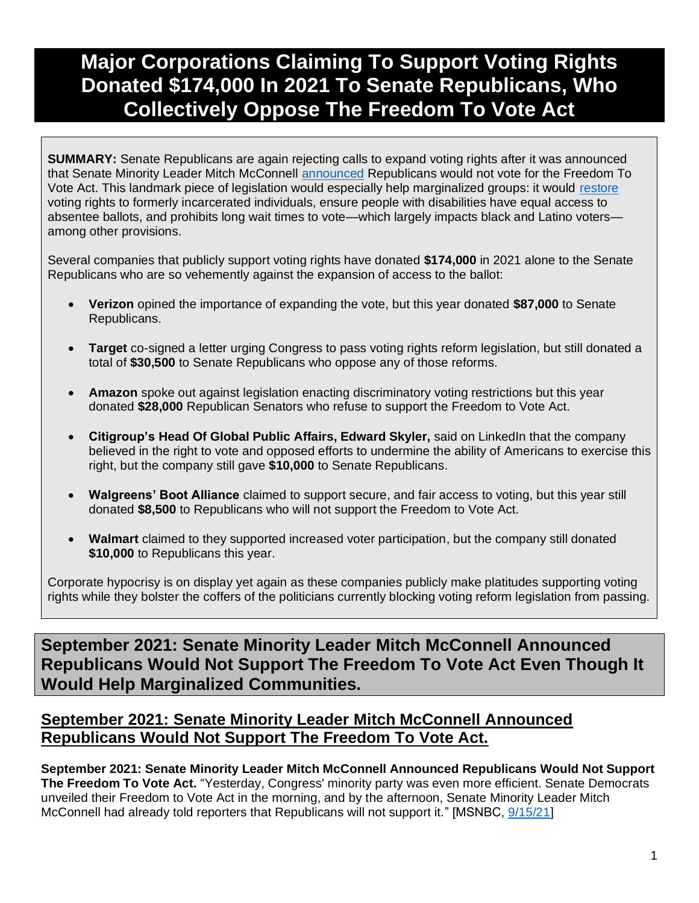# Major Corporations Claiming To Support Voting Rights Donated $174,000 In 2021 To Senate Republicans, Who Collectively Oppose The Freedom To Vote Act

**SUMMARY:** Senate Republicans are again rejecting calls to expand voting rights after it was announced that Senate Minority Leader Mitch McConnell announced Republicans would not vote for the Freedom To Vote Act. This landmark piece of legislation would especially help marginalized groups: it would restore voting rights to formerly incarcerated individuals, ensure people with disabilities have equal access to absentee ballots, and prohibits long wait times to vote—which largely impacts black and Latino voters—among other provisions.

Several companies that publicly support voting rights have donated **$174,000** in 2021 alone to the Senate Republicans who are so vehemently against the expansion of access to the ballot:

- **Verizon** opined the importance of expanding the vote, but this year donated **$87,000** to Senate Republicans.
- **Target** co-signed a letter urging Congress to pass voting rights reform legislation, but still donated a total of **$30,500** to Senate Republicans who oppose any of those reforms.
- **Amazon** spoke out against legislation enacting discriminatory voting restrictions but this year donated **$28,000** Republican Senators who refuse to support the Freedom to Vote Act.
- **Citigroup's Head Of Global Public Affairs, Edward Skyler,** said on LinkedIn that the company believed in the right to vote and opposed efforts to undermine the ability of Americans to exercise this right, but the company still gave **$10,000** to Senate Republicans.
- **Walgreens' Boot Alliance** claimed to support secure, and fair access to voting, but this year still donated **$8,500** to Republicans who will not support the Freedom to Vote Act.
- **Walmart** claimed to they supported increased voter participation, but the company still donated **$10,000** to Republicans this year.

Corporate hypocrisy is on display yet again as these companies publicly make platitudes supporting voting rights while they bolster the coffers of the politicians currently blocking voting reform legislation from passing.

## September 2021: Senate Minority Leader Mitch McConnell Announced Republicans Would Not Support The Freedom To Vote Act Even Though It Would Help Marginalized Communities.

### September 2021: Senate Minority Leader Mitch McConnell Announced Republicans Would Not Support The Freedom To Vote Act.

**September 2021: Senate Minority Leader Mitch McConnell Announced Republicans Would Not Support The Freedom To Vote Act.** "Yesterday, Congress' minority party was even more efficient. Senate Democrats unveiled their Freedom to Vote Act in the morning, and by the afternoon, Senate Minority Leader Mitch McConnell had already told reporters that Republicans will not support it." [MSNBC, 9/15/21]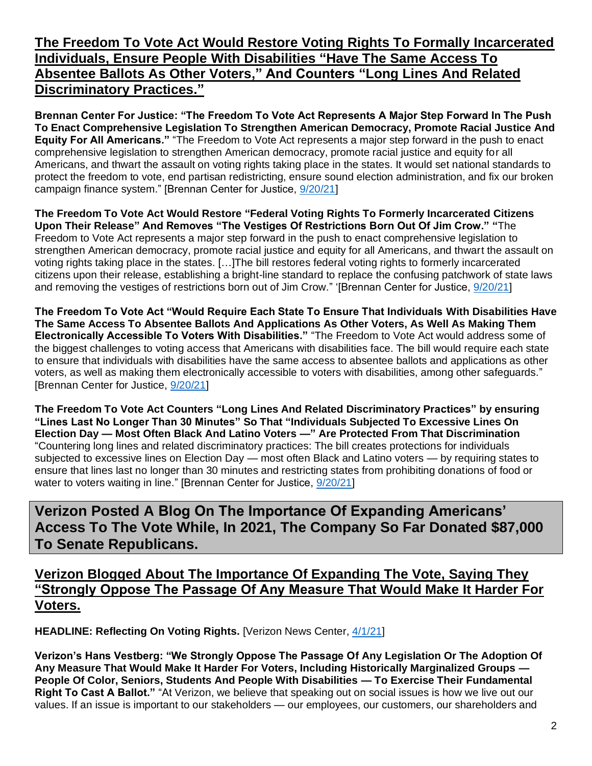## The Freedom To Vote Act Would Restore Voting Rights To Formally Incarcerated Individuals, Ensure People With Disabilities "Have The Same Access To Absentee Ballots As Other Voters," And Counters "Long Lines And Related Discriminatory Practices."

**Brennan Center For Justice: "The Freedom To Vote Act Represents A Major Step Forward In The Push To Enact Comprehensive Legislation To Strengthen American Democracy, Promote Racial Justice And Equity For All Americans."** "The Freedom to Vote Act represents a major step forward in the push to enact comprehensive legislation to strengthen American democracy, promote racial justice and equity for all Americans, and thwart the assault on voting rights taking place in the states. It would set national standards to protect the freedom to vote, end partisan redistricting, ensure sound election administration, and fix our broken campaign finance system." [Brennan Center for Justice, 9/20/21]

**The Freedom To Vote Act Would Restore "Federal Voting Rights To Formerly Incarcerated Citizens Upon Their Release" And Removes "The Vestiges Of Restrictions Born Out Of Jim Crow."** "The Freedom to Vote Act represents a major step forward in the push to enact comprehensive legislation to strengthen American democracy, promote racial justice and equity for all Americans, and thwart the assault on voting rights taking place in the states. […]The bill restores federal voting rights to formerly incarcerated citizens upon their release, establishing a bright-line standard to replace the confusing patchwork of state laws and removing the vestiges of restrictions born out of Jim Crow." '[Brennan Center for Justice, 9/20/21]

**The Freedom To Vote Act "Would Require Each State To Ensure That Individuals With Disabilities Have The Same Access To Absentee Ballots And Applications As Other Voters, As Well As Making Them Electronically Accessible To Voters With Disabilities."** "The Freedom to Vote Act would address some of the biggest challenges to voting access that Americans with disabilities face. The bill would require each state to ensure that individuals with disabilities have the same access to absentee ballots and applications as other voters, as well as making them electronically accessible to voters with disabilities, among other safeguards." [Brennan Center for Justice, 9/20/21]

**The Freedom To Vote Act Counters "Long Lines And Related Discriminatory Practices" by ensuring "Lines Last No Longer Than 30 Minutes" So That "Individuals Subjected To Excessive Lines On Election Day — Most Often Black And Latino Voters —" Are Protected From That Discrimination** "Countering long lines and related discriminatory practices: The bill creates protections for individuals subjected to excessive lines on Election Day — most often Black and Latino voters — by requiring states to ensure that lines last no longer than 30 minutes and restricting states from prohibiting donations of food or water to voters waiting in line." [Brennan Center for Justice, 9/20/21]

# Verizon Posted A Blog On The Importance Of Expanding Americans' Access To The Vote While, In 2021, The Company So Far Donated $87,000 To Senate Republicans.

## Verizon Blogged About The Importance Of Expanding The Vote, Saying They "Strongly Oppose The Passage Of Any Measure That Would Make It Harder For Voters.

**HEADLINE: Reflecting On Voting Rights.** [Verizon News Center, 4/1/21]

**Verizon's Hans Vestberg: "We Strongly Oppose The Passage Of Any Legislation Or The Adoption Of Any Measure That Would Make It Harder For Voters, Including Historically Marginalized Groups — People Of Color, Seniors, Students And People With Disabilities — To Exercise Their Fundamental Right To Cast A Ballot."** "At Verizon, we believe that speaking out on social issues is how we live out our values. If an issue is important to our stakeholders — our employees, our customers, our shareholders and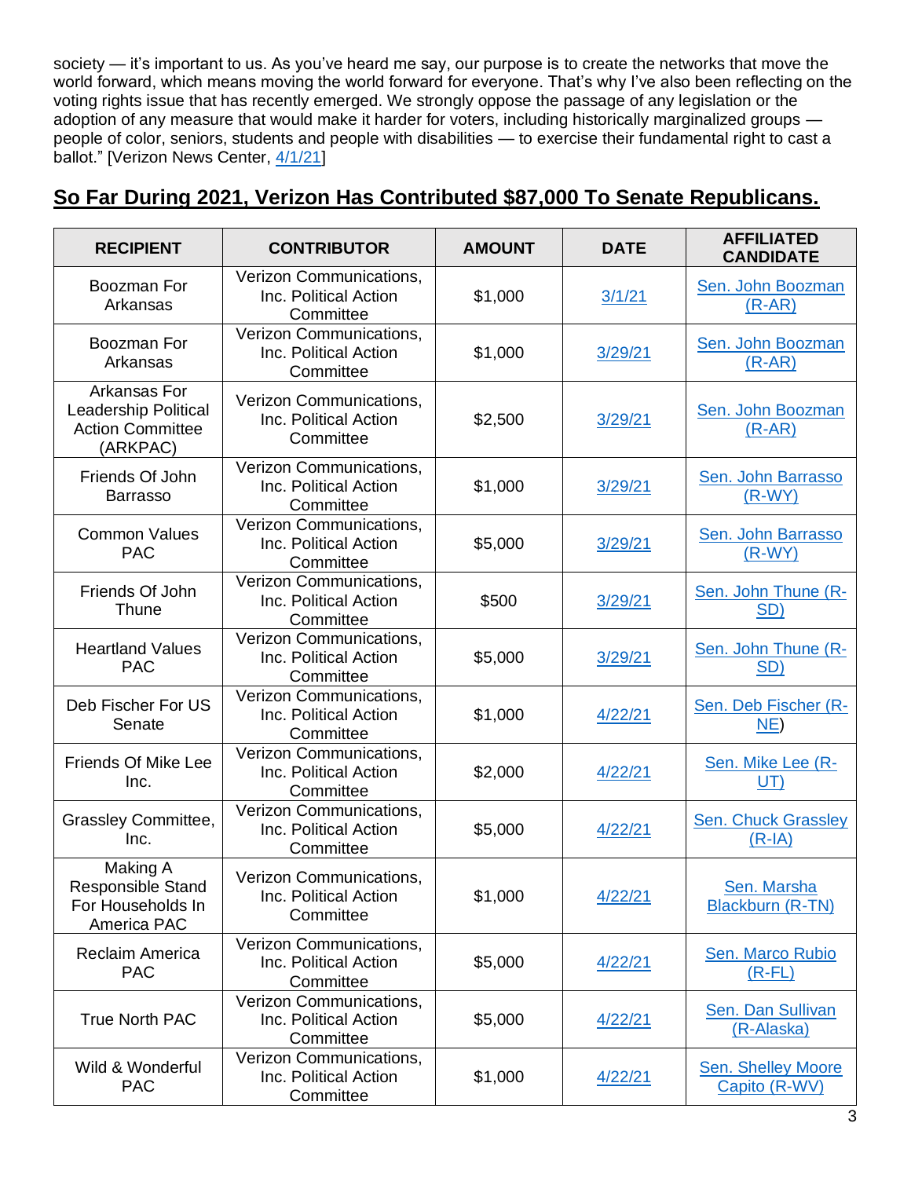society — it's important to us. As you've heard me say, our purpose is to create the networks that move the world forward, which means moving the world forward for everyone. That's why I've also been reflecting on the voting rights issue that has recently emerged. We strongly oppose the passage of any legislation or the adoption of any measure that would make it harder for voters, including historically marginalized groups — people of color, seniors, students and people with disabilities — to exercise their fundamental right to cast a ballot." [Verizon News Center, 4/1/21]

## So Far During 2021, Verizon Has Contributed $87,000 To Senate Republicans.

| RECIPIENT | CONTRIBUTOR | AMOUNT | DATE | AFFILIATED CANDIDATE |
|---|---|---|---|---|
| Boozman For Arkansas | Verizon Communications, Inc. Political Action Committee | $1,000 | 3/1/21 | Sen. John Boozman (R-AR) |
| Boozman For Arkansas | Verizon Communications, Inc. Political Action Committee | $1,000 | 3/29/21 | Sen. John Boozman (R-AR) |
| Arkansas For Leadership Political Action Committee (ARKPAC) | Verizon Communications, Inc. Political Action Committee | $2,500 | 3/29/21 | Sen. John Boozman (R-AR) |
| Friends Of John Barrasso | Verizon Communications, Inc. Political Action Committee | $1,000 | 3/29/21 | Sen. John Barrasso (R-WY) |
| Common Values PAC | Verizon Communications, Inc. Political Action Committee | $5,000 | 3/29/21 | Sen. John Barrasso (R-WY) |
| Friends Of John Thune | Verizon Communications, Inc. Political Action Committee | $500 | 3/29/21 | Sen. John Thune (R-SD) |
| Heartland Values PAC | Verizon Communications, Inc. Political Action Committee | $5,000 | 3/29/21 | Sen. John Thune (R-SD) |
| Deb Fischer For US Senate | Verizon Communications, Inc. Political Action Committee | $1,000 | 4/22/21 | Sen. Deb Fischer (R-NE) |
| Friends Of Mike Lee Inc. | Verizon Communications, Inc. Political Action Committee | $2,000 | 4/22/21 | Sen. Mike Lee (R-UT) |
| Grassley Committee, Inc. | Verizon Communications, Inc. Political Action Committee | $5,000 | 4/22/21 | Sen. Chuck Grassley (R-IA) |
| Making A Responsible Stand For Households In America PAC | Verizon Communications, Inc. Political Action Committee | $1,000 | 4/22/21 | Sen. Marsha Blackburn (R-TN) |
| Reclaim America PAC | Verizon Communications, Inc. Political Action Committee | $5,000 | 4/22/21 | Sen. Marco Rubio (R-FL) |
| True North PAC | Verizon Communications, Inc. Political Action Committee | $5,000 | 4/22/21 | Sen. Dan Sullivan (R-Alaska) |
| Wild & Wonderful PAC | Verizon Communications, Inc. Political Action Committee | $1,000 | 4/22/21 | Sen. Shelley Moore Capito (R-WV) |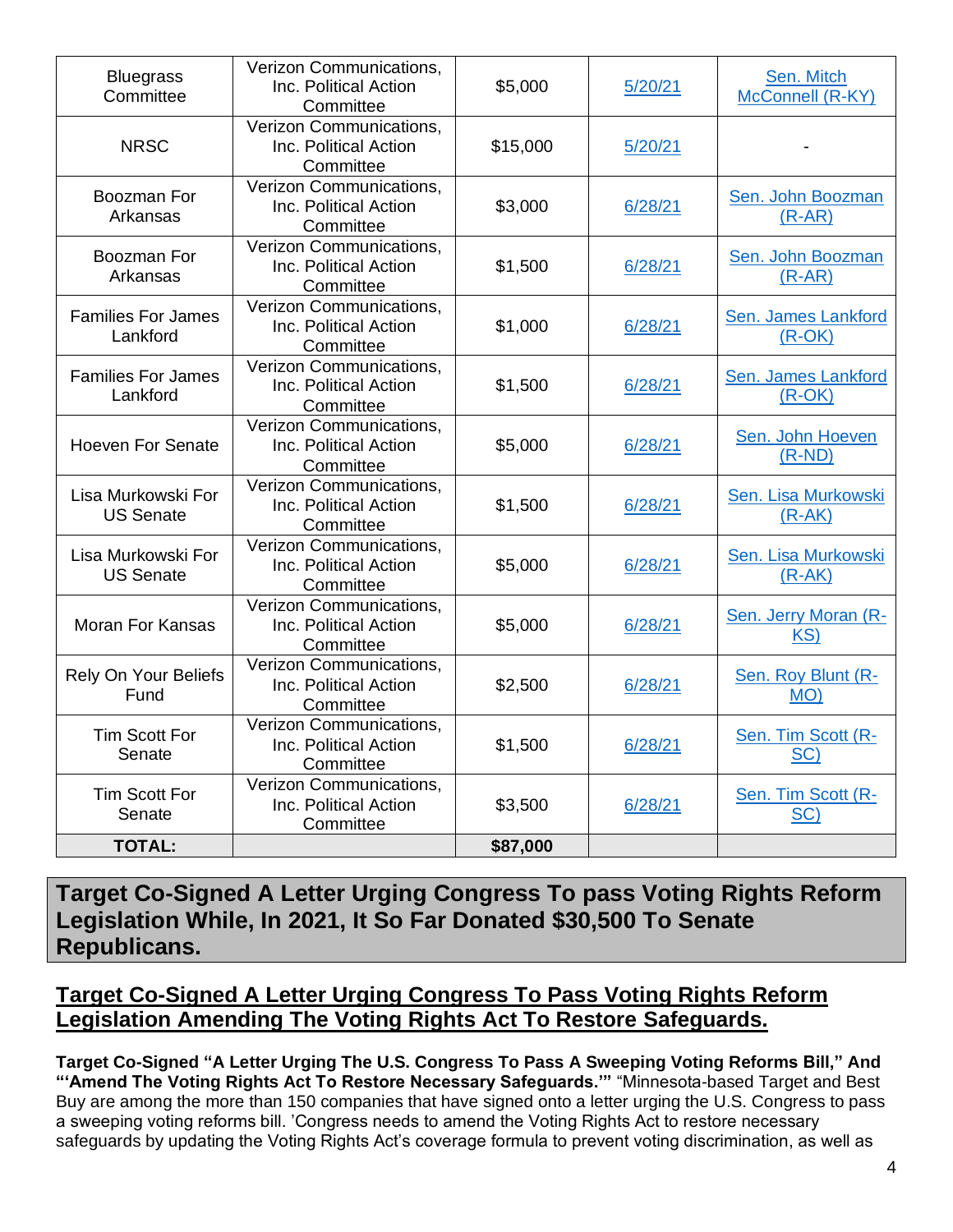| Bluegrass Committee | Verizon Communications, Inc. Political Action Committee | $5,000 | 5/20/21 | Sen. Mitch McConnell (R-KY) |
|---|---|---|---|---|
| NRSC | Verizon Communications, Inc. Political Action Committee | $15,000 | 5/20/21 | - |
| Boozman For Arkansas | Verizon Communications, Inc. Political Action Committee | $3,000 | 6/28/21 | Sen. John Boozman (R-AR) |
| Boozman For Arkansas | Verizon Communications, Inc. Political Action Committee | $1,500 | 6/28/21 | Sen. John Boozman (R-AR) |
| Families For James Lankford | Verizon Communications, Inc. Political Action Committee | $1,000 | 6/28/21 | Sen. James Lankford (R-OK) |
| Families For James Lankford | Verizon Communications, Inc. Political Action Committee | $1,500 | 6/28/21 | Sen. James Lankford (R-OK) |
| Hoeven For Senate | Verizon Communications, Inc. Political Action Committee | $5,000 | 6/28/21 | Sen. John Hoeven (R-ND) |
| Lisa Murkowski For US Senate | Verizon Communications, Inc. Political Action Committee | $1,500 | 6/28/21 | Sen. Lisa Murkowski (R-AK) |
| Lisa Murkowski For US Senate | Verizon Communications, Inc. Political Action Committee | $5,000 | 6/28/21 | Sen. Lisa Murkowski (R-AK) |
| Moran For Kansas | Verizon Communications, Inc. Political Action Committee | $5,000 | 6/28/21 | Sen. Jerry Moran (R-KS) |
| Rely On Your Beliefs Fund | Verizon Communications, Inc. Political Action Committee | $2,500 | 6/28/21 | Sen. Roy Blunt (R-MO) |
| Tim Scott For Senate | Verizon Communications, Inc. Political Action Committee | $1,500 | 6/28/21 | Sen. Tim Scott (R-SC) |
| Tim Scott For Senate | Verizon Communications, Inc. Political Action Committee | $3,500 | 6/28/21 | Sen. Tim Scott (R-SC) |
| **TOTAL:** | | **$87,000** | | |

## Target Co-Signed A Letter Urging Congress To pass Voting Rights Reform Legislation While, In 2021, It So Far Donated $30,500 To Senate Republicans.

### Target Co-Signed A Letter Urging Congress To Pass Voting Rights Reform Legislation Amending The Voting Rights Act To Restore Safeguards.

**Target Co-Signed "A Letter Urging The U.S. Congress To Pass A Sweeping Voting Reforms Bill," And "'Amend The Voting Rights Act To Restore Necessary Safeguards.'"** "Minnesota-based Target and Best Buy are among the more than 150 companies that have signed onto a letter urging the U.S. Congress to pass a sweeping voting reforms bill. 'Congress needs to amend the Voting Rights Act to restore necessary safeguards by updating the Voting Rights Act's coverage formula to prevent voting discrimination, as well as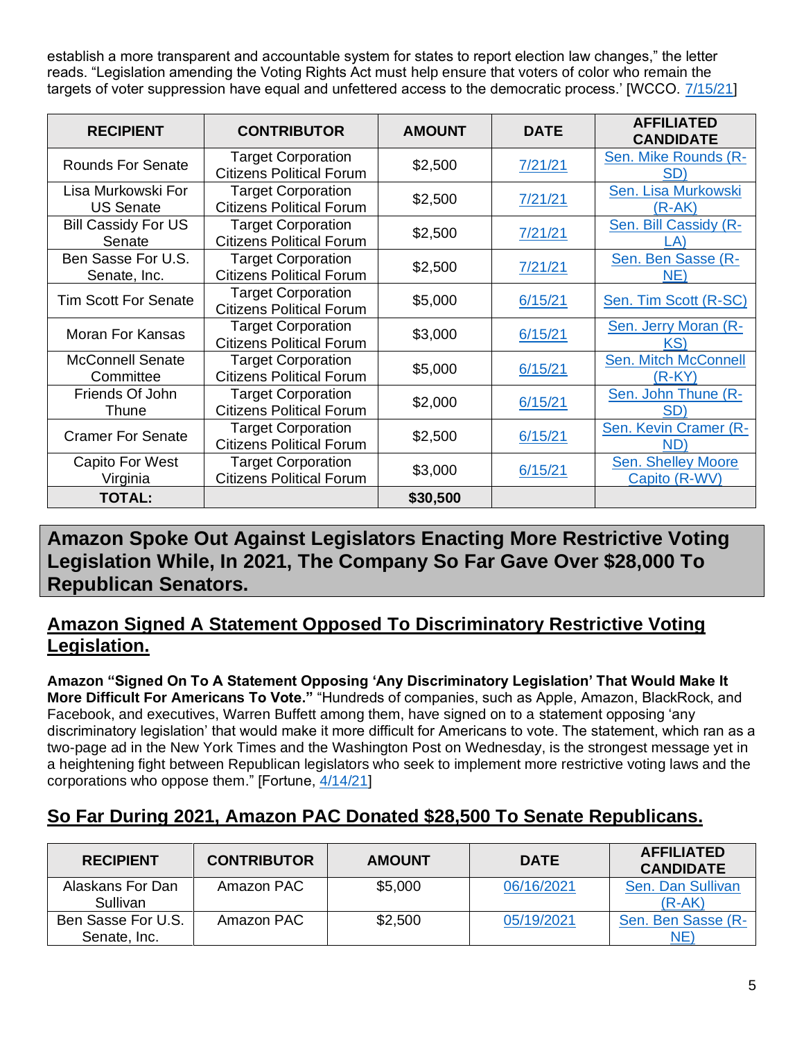establish a more transparent and accountable system for states to report election law changes," the letter reads. "Legislation amending the Voting Rights Act must help ensure that voters of color who remain the targets of voter suppression have equal and unfettered access to the democratic process.' [WCCO, 7/15/21]

| RECIPIENT | CONTRIBUTOR | AMOUNT | DATE | AFFILIATED CANDIDATE |
|---|---|---|---|---|
| Rounds For Senate | Target Corporation Citizens Political Forum | $2,500 | 7/21/21 | Sen. Mike Rounds (R-SD) |
| Lisa Murkowski For US Senate | Target Corporation Citizens Political Forum | $2,500 | 7/21/21 | Sen. Lisa Murkowski (R-AK) |
| Bill Cassidy For US Senate | Target Corporation Citizens Political Forum | $2,500 | 7/21/21 | Sen. Bill Cassidy (R-LA) |
| Ben Sasse For U.S. Senate, Inc. | Target Corporation Citizens Political Forum | $2,500 | 7/21/21 | Sen. Ben Sasse (R-NE) |
| Tim Scott For Senate | Target Corporation Citizens Political Forum | $5,000 | 6/15/21 | Sen. Tim Scott (R-SC) |
| Moran For Kansas | Target Corporation Citizens Political Forum | $3,000 | 6/15/21 | Sen. Jerry Moran (R-KS) |
| McConnell Senate Committee | Target Corporation Citizens Political Forum | $5,000 | 6/15/21 | Sen. Mitch McConnell (R-KY) |
| Friends Of John Thune | Target Corporation Citizens Political Forum | $2,000 | 6/15/21 | Sen. John Thune (R-SD) |
| Cramer For Senate | Target Corporation Citizens Political Forum | $2,500 | 6/15/21 | Sen. Kevin Cramer (R-ND) |
| Capito For West Virginia | Target Corporation Citizens Political Forum | $3,000 | 6/15/21 | Sen. Shelley Moore Capito (R-WV) |
| **TOTAL:** | | **$30,500** | | |

# Amazon Spoke Out Against Legislators Enacting More Restrictive Voting Legislation While, In 2021, The Company So Far Gave Over $28,000 To Republican Senators.

## Amazon Signed A Statement Opposed To Discriminatory Restrictive Voting Legislation.

**Amazon "Signed On To A Statement Opposing 'Any Discriminatory Legislation' That Would Make It More Difficult For Americans To Vote."** "Hundreds of companies, such as Apple, Amazon, BlackRock, and Facebook, and executives, Warren Buffett among them, have signed on to a statement opposing 'any discriminatory legislation' that would make it more difficult for Americans to vote. The statement, which ran as a two-page ad in the New York Times and the Washington Post on Wednesday, is the strongest message yet in a heightening fight between Republican legislators who seek to implement more restrictive voting laws and the corporations who oppose them." [Fortune, 4/14/21]

## So Far During 2021, Amazon PAC Donated $28,500 To Senate Republicans.

| RECIPIENT | CONTRIBUTOR | AMOUNT | DATE | AFFILIATED CANDIDATE |
|---|---|---|---|---|
| Alaskans For Dan Sullivan | Amazon PAC | $5,000 | 06/16/2021 | Sen. Dan Sullivan (R-AK) |
| Ben Sasse For U.S. Senate, Inc. | Amazon PAC | $2,500 | 05/19/2021 | Sen. Ben Sasse (R-NE) |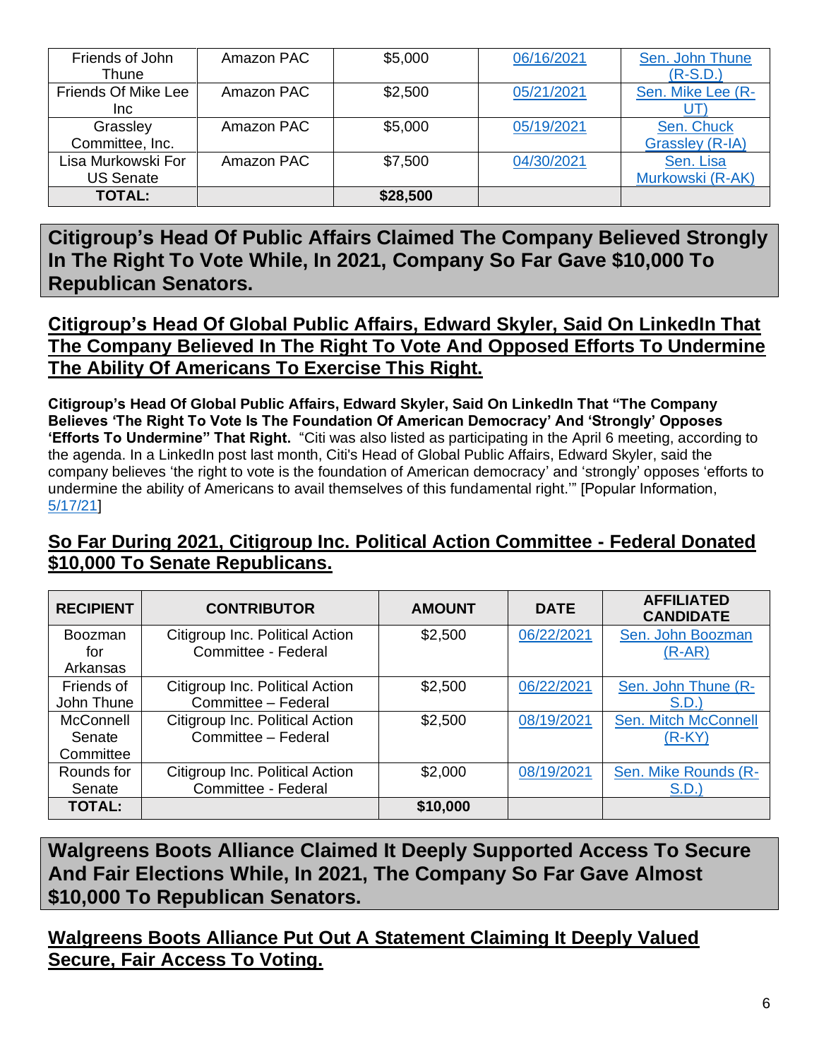| Friends of John Thune | Amazon PAC | $5,000 | [06/16/2021]() | [Sen. John Thune (R-S.D.)]() |
|---|---|---|---|---|
| Friends Of Mike Lee Inc | Amazon PAC | $2,500 | [05/21/2021]() | [Sen. Mike Lee (R-UT)]() |
| Grassley Committee, Inc. | Amazon PAC | $5,000 | [05/19/2021]() | [Sen. Chuck Grassley (R-IA)]() |
| Lisa Murkowski For US Senate | Amazon PAC | $7,500 | [04/30/2021]() | [Sen. Lisa Murkowski (R-AK)]() |
| **TOTAL:** | | **$28,500** | | |

## Citigroup's Head Of Public Affairs Claimed The Company Believed Strongly In The Right To Vote While, In 2021, Company So Far Gave $10,000 To Republican Senators.

### Citigroup's Head Of Global Public Affairs, Edward Skyler, Said On LinkedIn That The Company Believed In The Right To Vote And Opposed Efforts To Undermine The Ability Of Americans To Exercise This Right.

**Citigroup's Head Of Global Public Affairs, Edward Skyler, Said On LinkedIn That "The Company Believes 'The Right To Vote Is The Foundation Of American Democracy' And 'Strongly' Opposes 'Efforts To Undermine" That Right.** "Citi was also listed as participating in the April 6 meeting, according to the agenda. In a LinkedIn post last month, Citi's Head of Global Public Affairs, Edward Skyler, said the company believes 'the right to vote is the foundation of American democracy' and 'strongly' opposes 'efforts to undermine the ability of Americans to avail themselves of this fundamental right.'" [Popular Information, [5/17/21]()]

### So Far During 2021, Citigroup Inc. Political Action Committee - Federal Donated $10,000 To Senate Republicans.

| RECIPIENT | CONTRIBUTOR | AMOUNT | DATE | AFFILIATED CANDIDATE |
|---|---|---|---|---|
| Boozman for Arkansas | Citigroup Inc. Political Action Committee - Federal | $2,500 | [06/22/2021]() | [Sen. John Boozman (R-AR)]() |
| Friends of John Thune | Citigroup Inc. Political Action Committee – Federal | $2,500 | [06/22/2021]() | [Sen. John Thune (R-S.D.)]() |
| McConnell Senate Committee | Citigroup Inc. Political Action Committee – Federal | $2,500 | [08/19/2021]() | [Sen. Mitch McConnell (R-KY)]() |
| Rounds for Senate | Citigroup Inc. Political Action Committee - Federal | $2,000 | [08/19/2021]() | [Sen. Mike Rounds (R-S.D.)]() |
| **TOTAL:** | | **$10,000** | | |

## Walgreens Boots Alliance Claimed It Deeply Supported Access To Secure And Fair Elections While, In 2021, The Company So Far Gave Almost $10,000 To Republican Senators.

### Walgreens Boots Alliance Put Out A Statement Claiming It Deeply Valued Secure, Fair Access To Voting.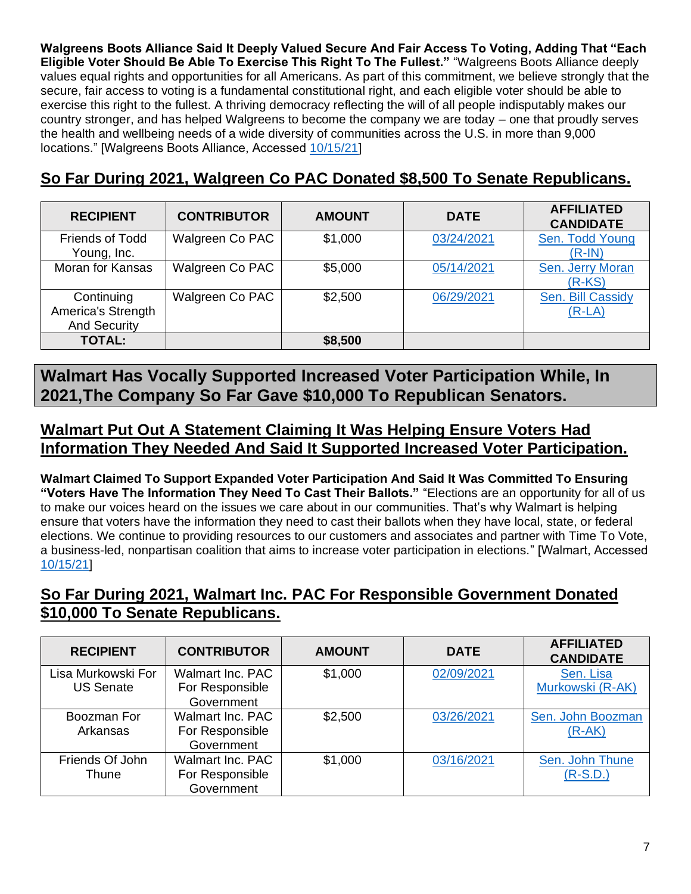**Walgreens Boots Alliance Said It Deeply Valued Secure And Fair Access To Voting, Adding That "Each Eligible Voter Should Be Able To Exercise This Right To The Fullest."** "Walgreens Boots Alliance deeply values equal rights and opportunities for all Americans. As part of this commitment, we believe strongly that the secure, fair access to voting is a fundamental constitutional right, and each eligible voter should be able to exercise this right to the fullest. A thriving democracy reflecting the will of all people indisputably makes our country stronger, and has helped Walgreens to become the company we are today – one that proudly serves the health and wellbeing needs of a wide diversity of communities across the U.S. in more than 9,000 locations." [Walgreens Boots Alliance, Accessed 10/15/21]

## So Far During 2021, Walgreen Co PAC Donated $8,500 To Senate Republicans.

| RECIPIENT | CONTRIBUTOR | AMOUNT | DATE | AFFILIATED CANDIDATE |
|---|---|---|---|---|
| Friends of Todd Young, Inc. | Walgreen Co PAC | $1,000 | 03/24/2021 | Sen. Todd Young (R-IN) |
| Moran for Kansas | Walgreen Co PAC | $5,000 | 05/14/2021 | Sen. Jerry Moran (R-KS) |
| Continuing America's Strength And Security | Walgreen Co PAC | $2,500 | 06/29/2021 | Sen. Bill Cassidy (R-LA) |
| **TOTAL:** | | **$8,500** | | |

# Walmart Has Vocally Supported Increased Voter Participation While, In 2021,The Company So Far Gave $10,000 To Republican Senators.

## Walmart Put Out A Statement Claiming It Was Helping Ensure Voters Had Information They Needed And Said It Supported Increased Voter Participation.

**Walmart Claimed To Support Expanded Voter Participation And Said It Was Committed To Ensuring "Voters Have The Information They Need To Cast Their Ballots."** "Elections are an opportunity for all of us to make our voices heard on the issues we care about in our communities. That's why Walmart is helping ensure that voters have the information they need to cast their ballots when they have local, state, or federal elections. We continue to providing resources to our customers and associates and partner with Time To Vote, a business-led, nonpartisan coalition that aims to increase voter participation in elections." [Walmart, Accessed 10/15/21]

## So Far During 2021, Walmart Inc. PAC For Responsible Government Donated $10,000 To Senate Republicans.

| RECIPIENT | CONTRIBUTOR | AMOUNT | DATE | AFFILIATED CANDIDATE |
|---|---|---|---|---|
| Lisa Murkowski For US Senate | Walmart Inc. PAC For Responsible Government | $1,000 | 02/09/2021 | Sen. Lisa Murkowski (R-AK) |
| Boozman For Arkansas | Walmart Inc. PAC For Responsible Government | $2,500 | 03/26/2021 | Sen. John Boozman (R-AK) |
| Friends Of John Thune | Walmart Inc. PAC For Responsible Government | $1,000 | 03/16/2021 | Sen. John Thune (R-S.D.) |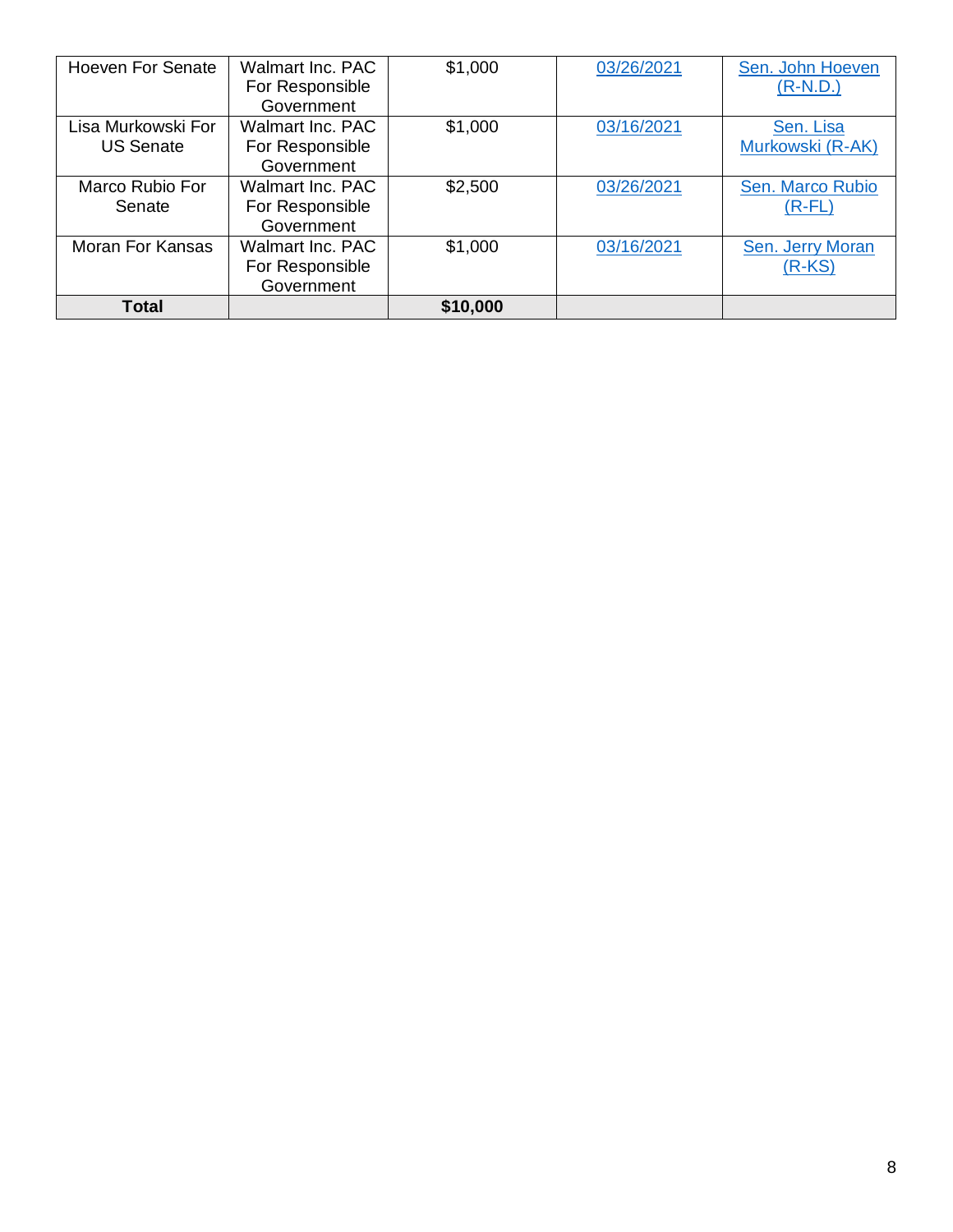| | | | | |
|---|---|---|---|---|
| Hoeven For Senate | Walmart Inc. PAC For Responsible Government | $1,000 | 03/26/2021 | Sen. John Hoeven (R-N.D.) |
| Lisa Murkowski For US Senate | Walmart Inc. PAC For Responsible Government | $1,000 | 03/16/2021 | Sen. Lisa Murkowski (R-AK) |
| Marco Rubio For Senate | Walmart Inc. PAC For Responsible Government | $2,500 | 03/26/2021 | Sen. Marco Rubio (R-FL) |
| Moran For Kansas | Walmart Inc. PAC For Responsible Government | $1,000 | 03/16/2021 | Sen. Jerry Moran (R-KS) |
| **Total** | | **$10,000** | | |